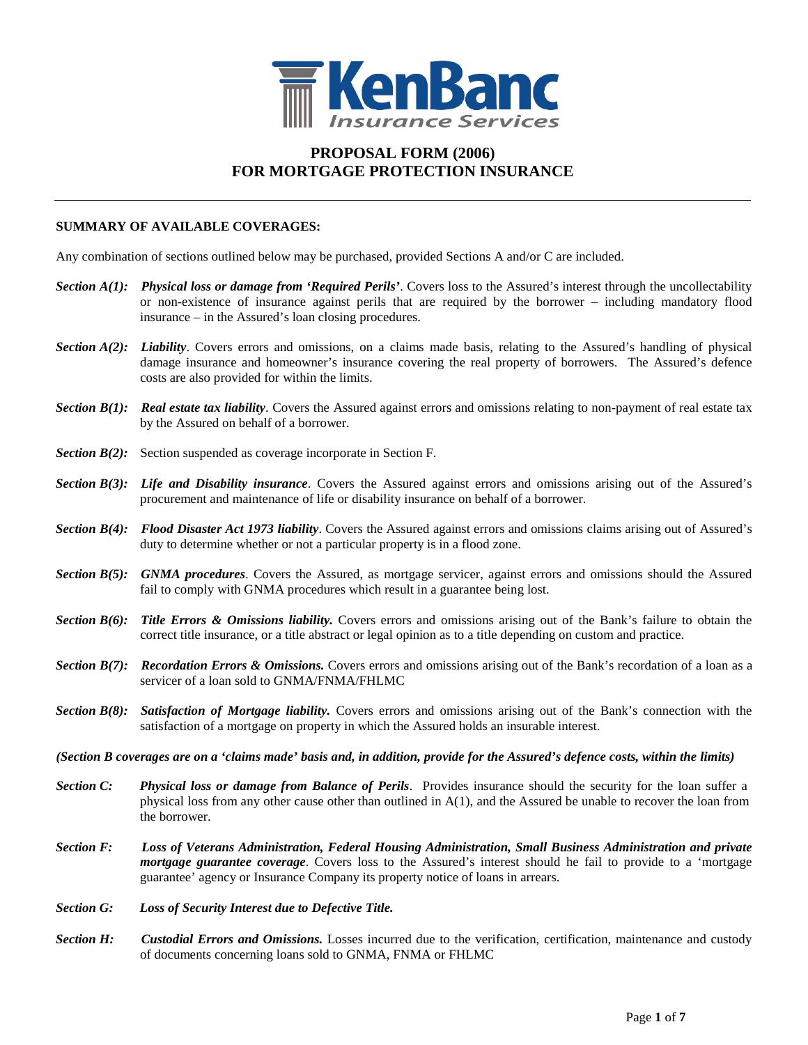KenBanc Insurance Services

# PROPOSAL FORM (2006)
# FOR MORTGAGE PROTECTION INSURANCE

---

**SUMMARY OF AVAILABLE COVERAGES:**

Any combination of sections outlined below may be purchased, provided Sections A and/or C are included.

***Section A(1):*** ***Physical loss or damage from 'Required Perils'***. Covers loss to the Assured's interest through the uncollectability or non-existence of insurance against perils that are required by the borrower – including mandatory flood insurance – in the Assured's loan closing procedures.

***Section A(2):*** ***Liability***. Covers errors and omissions, on a claims made basis, relating to the Assured's handling of physical damage insurance and homeowner's insurance covering the real property of borrowers. The Assured's defence costs are also provided for within the limits.

***Section B(1):*** ***Real estate tax liability***. Covers the Assured against errors and omissions relating to non-payment of real estate tax by the Assured on behalf of a borrower.

***Section B(2):*** Section suspended as coverage incorporate in Section F.

***Section B(3):*** ***Life and Disability insurance***. Covers the Assured against errors and omissions arising out of the Assured's procurement and maintenance of life or disability insurance on behalf of a borrower.

***Section B(4):*** ***Flood Disaster Act 1973 liability***. Covers the Assured against errors and omissions claims arising out of Assured's duty to determine whether or not a particular property is in a flood zone.

***Section B(5):*** ***GNMA procedures***. Covers the Assured, as mortgage servicer, against errors and omissions should the Assured fail to comply with GNMA procedures which result in a guarantee being lost.

***Section B(6):*** ***Title Errors & Omissions liability.*** Covers errors and omissions arising out of the Bank's failure to obtain the correct title insurance, or a title abstract or legal opinion as to a title depending on custom and practice.

***Section B(7):*** ***Recordation Errors & Omissions.*** Covers errors and omissions arising out of the Bank's recordation of a loan as a servicer of a loan sold to GNMA/FNMA/FHLMC

***Section B(8):*** ***Satisfaction of Mortgage liability.*** Covers errors and omissions arising out of the Bank's connection with the satisfaction of a mortgage on property in which the Assured holds an insurable interest.

***(Section B coverages are on a 'claims made' basis and, in addition, provide for the Assured's defence costs, within the limits)***

***Section C:*** ***Physical loss or damage from Balance of Perils***. Provides insurance should the security for the loan suffer a physical loss from any other cause other than outlined in A(1), and the Assured be unable to recover the loan from the borrower.

***Section F:*** ***Loss of Veterans Administration, Federal Housing Administration, Small Business Administration and private mortgage guarantee coverage***. Covers loss to the Assured's interest should he fail to provide to a 'mortgage guarantee' agency or Insurance Company its property notice of loans in arrears.

***Section G:*** ***Loss of Security Interest due to Defective Title.***

***Section H:*** ***Custodial Errors and Omissions.*** Losses incurred due to the verification, certification, maintenance and custody of documents concerning loans sold to GNMA, FNMA or FHLMC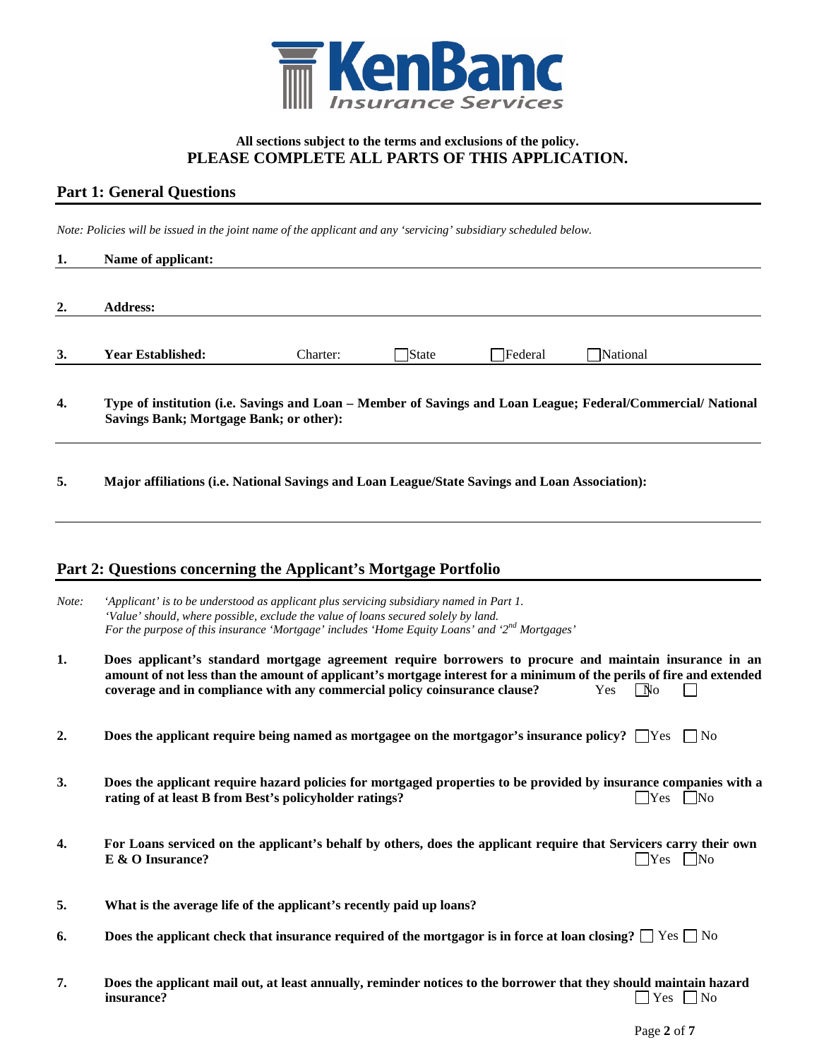KenBanc Insurance Services

**All sections subject to the terms and exclusions of the policy.**
**PLEASE COMPLETE ALL PARTS OF THIS APPLICATION.**

## Part 1: General Questions

*Note: Policies will be issued in the joint name of the applicant and any 'servicing' subsidiary scheduled below.*

**1. Name of applicant:**

**2. Address:**

**3. Year Established:** Charter: ☐ State ☐ Federal ☐ National

**4. Type of institution (i.e. Savings and Loan – Member of Savings and Loan League; Federal/Commercial/ National Savings Bank; Mortgage Bank; or other):**

**5. Major affiliations (i.e. National Savings and Loan League/State Savings and Loan Association):**

## Part 2: Questions concerning the Applicant's Mortgage Portfolio

*Note: 'Applicant' is to be understood as applicant plus servicing subsidiary named in Part 1.*
*'Value' should, where possible, exclude the value of loans secured solely by land.*
*For the purpose of this insurance 'Mortgage' includes 'Home Equity Loans' and '2nd Mortgages'*

**1. Does applicant's standard mortgage agreement require borrowers to procure and maintain insurance in an amount of not less than the amount of applicant's mortgage interest for a minimum of the perils of fire and extended coverage and in compliance with any commercial policy coinsurance clause?** Yes ☐ No ☐

**2. Does the applicant require being named as mortgagee on the mortgagor's insurance policy?** ☐ Yes ☐ No

**3. Does the applicant require hazard policies for mortgaged properties to be provided by insurance companies with a rating of at least B from Best's policyholder ratings?** ☐ Yes ☐ No

**4. For Loans serviced on the applicant's behalf by others, does the applicant require that Servicers carry their own E & O Insurance?** ☐ Yes ☐ No

**5. What is the average life of the applicant's recently paid up loans?**

**6. Does the applicant check that insurance required of the mortgagor is in force at loan closing?** ☐ Yes ☐ No

**7. Does the applicant mail out, at least annually, reminder notices to the borrower that they should maintain hazard insurance?** ☐ Yes ☐ No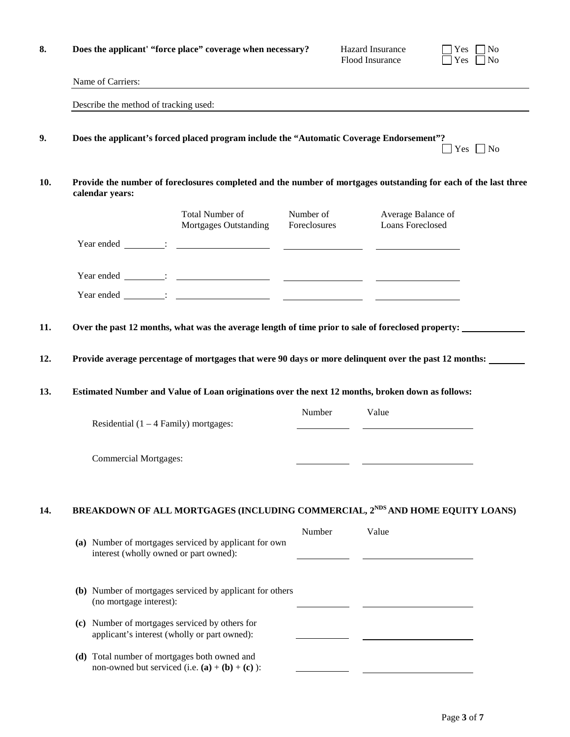**8. Does the applicant' "force place" coverage when necessary?**

Hazard Insurance ☐ Yes ☐ No
Flood Insurance ☐ Yes ☐ No

Name of Carriers: \_\_\_\_\_\_\_\_\_\_\_\_\_\_\_\_\_\_\_\_

Describe the method of tracking used: \_\_\_\_\_\_\_\_\_\_\_\_\_\_\_\_\_\_\_\_

**9. Does the applicant's forced placed program include the "Automatic Coverage Endorsement"?** ☐ Yes ☐ No

**10. Provide the number of foreclosures completed and the number of mortgages outstanding for each of the last three calendar years:**

| | Total Number of Mortgages Outstanding | Number of Foreclosures | Average Balance of Loans Foreclosed |
|---|---|---|---|
| Year ended \_\_\_\_\_\_: | | | |
| Year ended \_\_\_\_\_\_: | | | |
| Year ended \_\_\_\_\_\_: | | | |

**11. Over the past 12 months, what was the average length of time prior to sale of foreclosed property:** \_\_\_\_\_\_\_\_\_\_

**12. Provide average percentage of mortgages that were 90 days or more delinquent over the past 12 months:** \_\_\_\_\_\_

**13. Estimated Number and Value of Loan originations over the next 12 months, broken down as follows:**

| | Number | Value |
|---|---|---|
| Residential (1 – 4 Family) mortgages: | | |
| Commercial Mortgages: | | |

**14. BREAKDOWN OF ALL MORTGAGES (INCLUDING COMMERCIAL, 2NDS AND HOME EQUITY LOANS)**

| | Number | Value |
|---|---|---|
| **(a)** Number of mortgages serviced by applicant for own interest (wholly owned or part owned): | | |
| **(b)** Number of mortgages serviced by applicant for others (no mortgage interest): | | |
| **(c)** Number of mortgages serviced by others for applicant's interest (wholly or part owned): | | |
| **(d)** Total number of mortgages both owned and non-owned but serviced (i.e. **(a)** + **(b)** + **(c)** ): | | |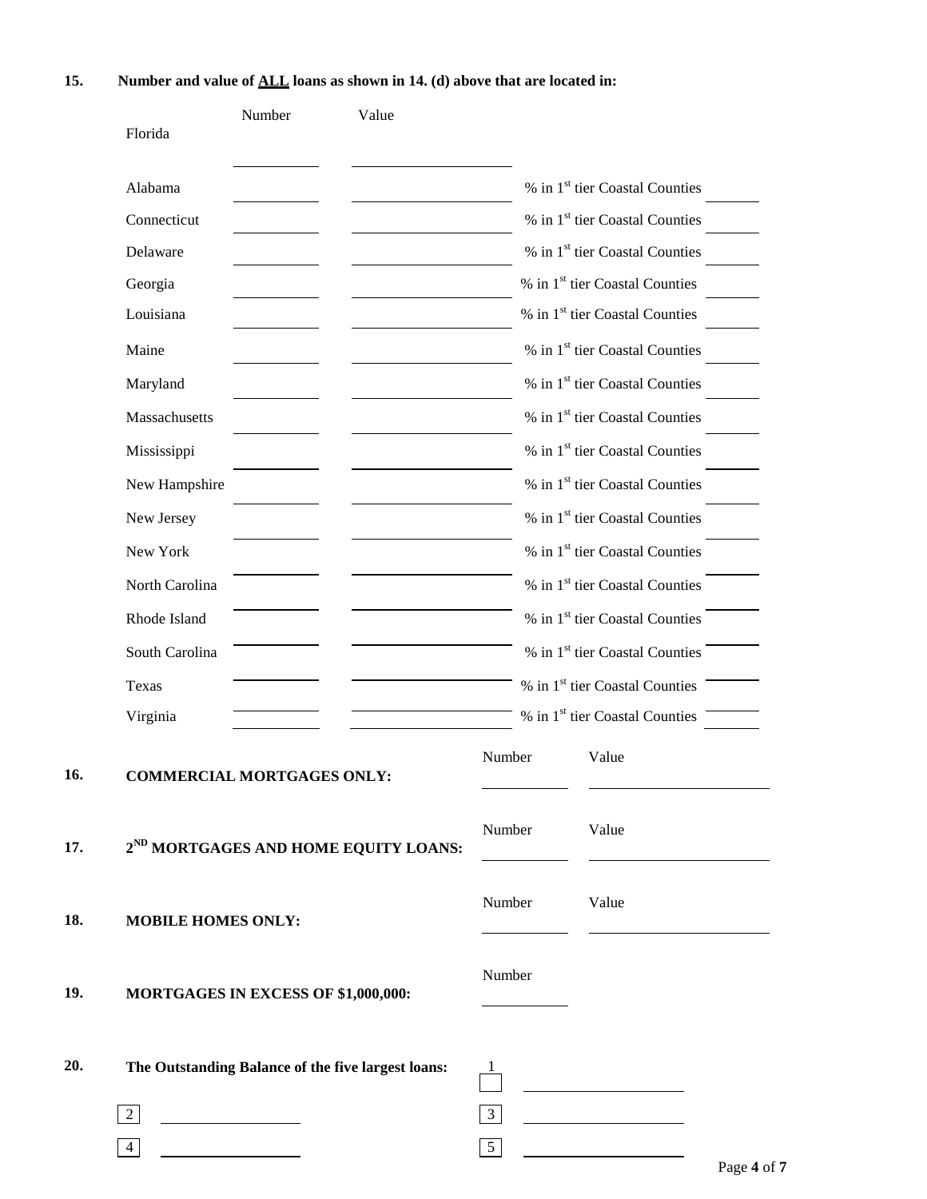**15. Number and value of ALL loans as shown in 14. (d) above that are located in:**

| | Number | Value | | |
|---|---|---|---|---|
| Florida | | | | |
| Alabama | | | % in 1st tier Coastal Counties | |
| Connecticut | | | % in 1st tier Coastal Counties | |
| Delaware | | | % in 1st tier Coastal Counties | |
| Georgia | | | % in 1st tier Coastal Counties | |
| Louisiana | | | % in 1st tier Coastal Counties | |
| Maine | | | % in 1st tier Coastal Counties | |
| Maryland | | | % in 1st tier Coastal Counties | |
| Massachusetts | | | % in 1st tier Coastal Counties | |
| Mississippi | | | % in 1st tier Coastal Counties | |
| New Hampshire | | | % in 1st tier Coastal Counties | |
| New Jersey | | | % in 1st tier Coastal Counties | |
| New York | | | % in 1st tier Coastal Counties | |
| North Carolina | | | % in 1st tier Coastal Counties | |
| Rhode Island | | | % in 1st tier Coastal Counties | |
| South Carolina | | | % in 1st tier Coastal Counties | |
| Texas | | | % in 1st tier Coastal Counties | |
| Virginia | | | % in 1st tier Coastal Counties | |

**16. COMMERCIAL MORTGAGES ONLY:**

Number ______ Value ______

**17. 2ND MORTGAGES AND HOME EQUITY LOANS:**

Number ______ Value ______

**18. MOBILE HOMES ONLY:**

Number ______ Value ______

**19. MORTGAGES IN EXCESS OF $1,000,000:**

Number ______

**20. The Outstanding Balance of the five largest loans:**

1 ______

2 ______

3 ______

4 ______

5 ______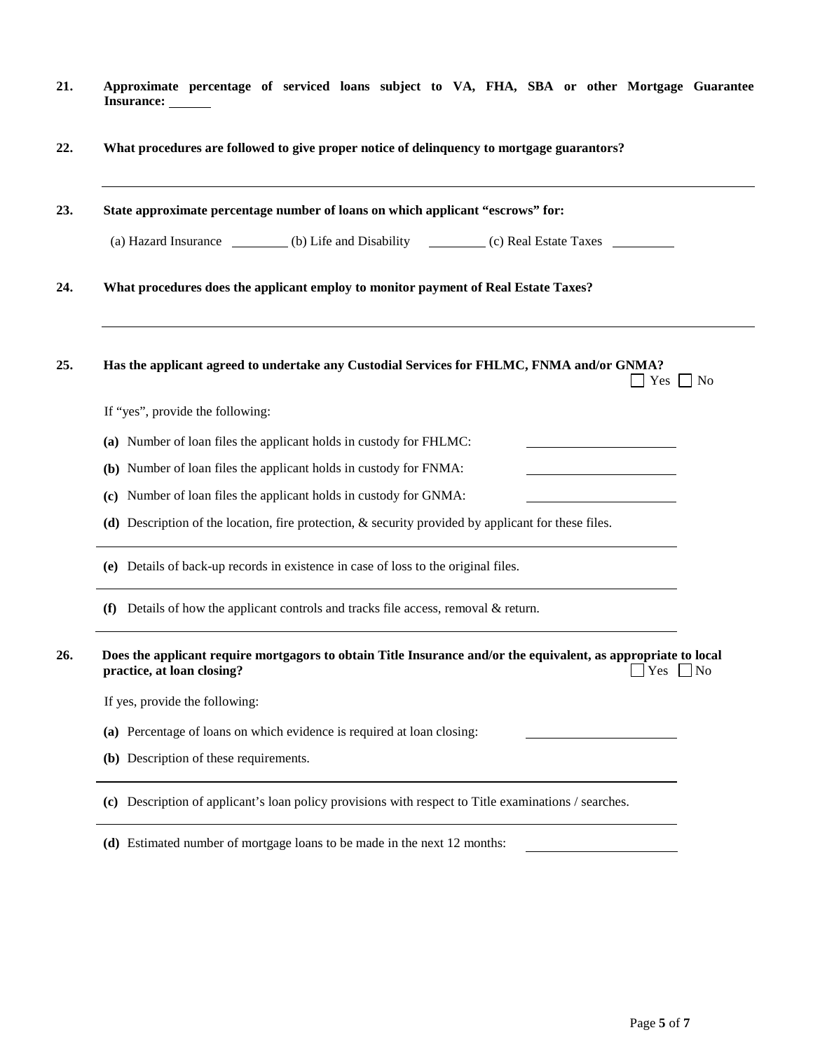**21. Approximate percentage of serviced loans subject to VA, FHA, SBA or other Mortgage Guarantee Insurance:** ______

**22. What procedures are followed to give proper notice of delinquency to mortgage guarantors?**

______________________________________________________________________

**23. State approximate percentage number of loans on which applicant "escrows" for:**

(a) Hazard Insurance ________ (b) Life and Disability ________ (c) Real Estate Taxes ________

**24. What procedures does the applicant employ to monitor payment of Real Estate Taxes?**

______________________________________________________________________

**25. Has the applicant agreed to undertake any Custodial Services for FHLMC, FNMA and/or GNMA?**

☐ Yes ☐ No

If "yes", provide the following:

**(a)** Number of loan files the applicant holds in custody for FHLMC: ______________________

**(b)** Number of loan files the applicant holds in custody for FNMA: ______________________

**(c)** Number of loan files the applicant holds in custody for GNMA: ______________________

**(d)** Description of the location, fire protection, & security provided by applicant for these files.

______________________________________________________________________

**(e)** Details of back-up records in existence in case of loss to the original files.

______________________________________________________________________

**(f)** Details of how the applicant controls and tracks file access, removal & return.

______________________________________________________________________

**26. Does the applicant require mortgagors to obtain Title Insurance and/or the equivalent, as appropriate to local practice, at loan closing?**

☐ Yes ☐ No

If yes, provide the following:

**(a)** Percentage of loans on which evidence is required at loan closing: ______________________

**(b)** Description of these requirements.

______________________________________________________________________

**(c)** Description of applicant's loan policy provisions with respect to Title examinations / searches.

______________________________________________________________________

**(d)** Estimated number of mortgage loans to be made in the next 12 months: ______________________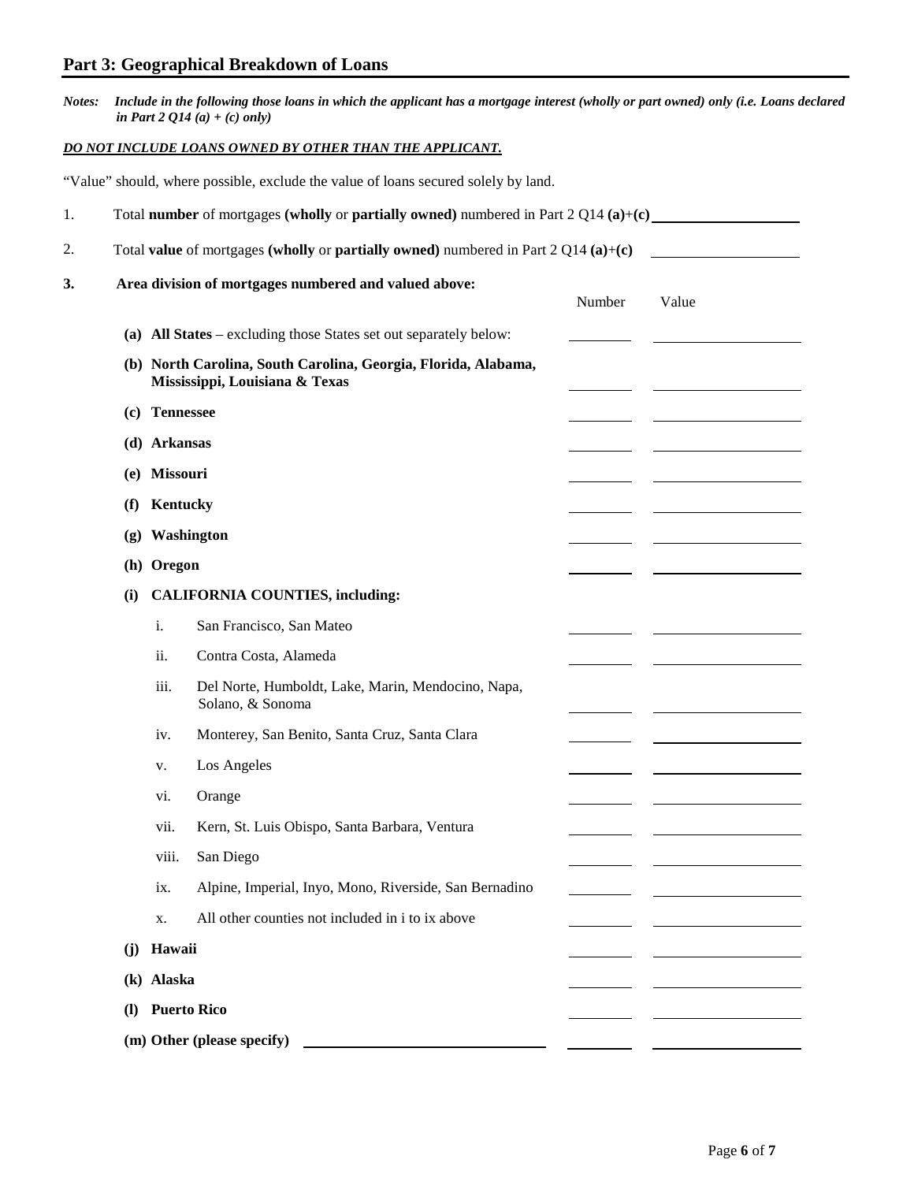## Part 3: Geographical Breakdown of Loans

***Notes:*** *Include in the following those loans in which the applicant has a mortgage interest (wholly or part owned) only (i.e. Loans declared in Part 2 Q14 (a) + (c) only)*

***DO NOT INCLUDE LOANS OWNED BY OTHER THAN THE APPLICANT.***

"Value" should, where possible, exclude the value of loans secured solely by land.

1. Total **number** of mortgages **(wholly** or **partially owned)** numbered in Part 2 Q14 **(a)**+**(c)** \_\_\_\_\_\_\_\_\_\_\_\_\_\_\_\_\_\_\_\_

2. Total **value** of mortgages **(wholly** or **partially owned)** numbered in Part 2 Q14 **(a)**+**(c)** \_\_\_\_\_\_\_\_\_\_\_\_\_\_\_\_\_\_\_\_

**3. Area division of mortgages numbered and valued above:**

| | | Number | Value |
|---|---|---|---|
| **(a)** | **All States** – excluding those States set out separately below: | | |
| **(b)** | **North Carolina, South Carolina, Georgia, Florida, Alabama, Mississippi, Louisiana & Texas** | | |
| **(c)** | **Tennessee** | | |
| **(d)** | **Arkansas** | | |
| **(e)** | **Missouri** | | |
| **(f)** | **Kentucky** | | |
| **(g)** | **Washington** | | |
| **(h)** | **Oregon** | | |
| **(i)** | **CALIFORNIA COUNTIES, including:** | | |
| i. | San Francisco, San Mateo | | |
| ii. | Contra Costa, Alameda | | |
| iii. | Del Norte, Humboldt, Lake, Marin, Mendocino, Napa, Solano, & Sonoma | | |
| iv. | Monterey, San Benito, Santa Cruz, Santa Clara | | |
| v. | Los Angeles | | |
| vi. | Orange | | |
| vii. | Kern, St. Luis Obispo, Santa Barbara, Ventura | | |
| viii. | San Diego | | |
| ix. | Alpine, Imperial, Inyo, Mono, Riverside, San Bernadino | | |
| x. | All other counties not included in i to ix above | | |
| **(j)** | **Hawaii** | | |
| **(k)** | **Alaska** | | |
| **(l)** | **Puerto Rico** | | |
| **(m)** | **Other (please specify)** \_\_\_\_\_\_\_\_\_\_\_\_\_\_\_\_\_\_\_\_ | | |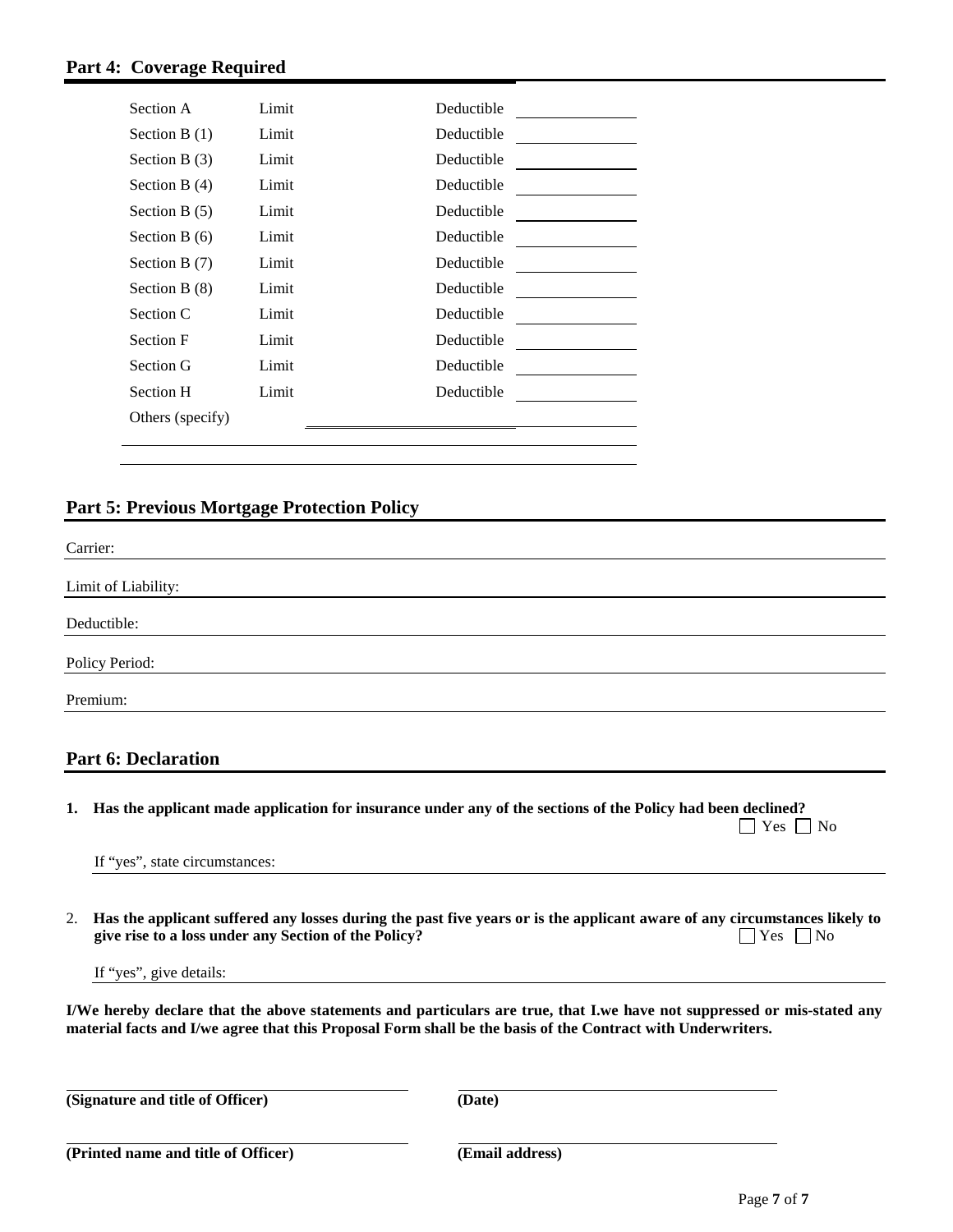## Part 4: Coverage Required

| | | | | |
|---|---|---|---|---|
| Section A | Limit | | Deductible | |
| Section B (1) | Limit | | Deductible | |
| Section B (3) | Limit | | Deductible | |
| Section B (4) | Limit | | Deductible | |
| Section B (5) | Limit | | Deductible | |
| Section B (6) | Limit | | Deductible | |
| Section B (7) | Limit | | Deductible | |
| Section B (8) | Limit | | Deductible | |
| Section C | Limit | | Deductible | |
| Section F | Limit | | Deductible | |
| Section G | Limit | | Deductible | |
| Section H | Limit | | Deductible | |

Others (specify) ______________________

______________________

______________________

## Part 5: Previous Mortgage Protection Policy

Carrier: ______________________

Limit of Liability: ______________________

Deductible: ______________________

Policy Period: ______________________

Premium: ______________________

## Part 6: Declaration

1. **Has the applicant made application for insurance under any of the sections of the Policy had been declined?**
   ☐ Yes ☐ No

   If "yes", state circumstances: ______________________

2. **Has the applicant suffered any losses during the past five years or is the applicant aware of any circumstances likely to give rise to a loss under any Section of the Policy?** ☐ Yes ☐ No

   If "yes", give details: ______________________

**I/We hereby declare that the above statements and particulars are true, that I.we have not suppressed or mis-stated any material facts and I/we agree that this Proposal Form shall be the basis of the Contract with Underwriters.**

______________________ ______________________
**(Signature and title of Officer)** **(Date)**

______________________ ______________________
**(Printed name and title of Officer)** **(Email address)**